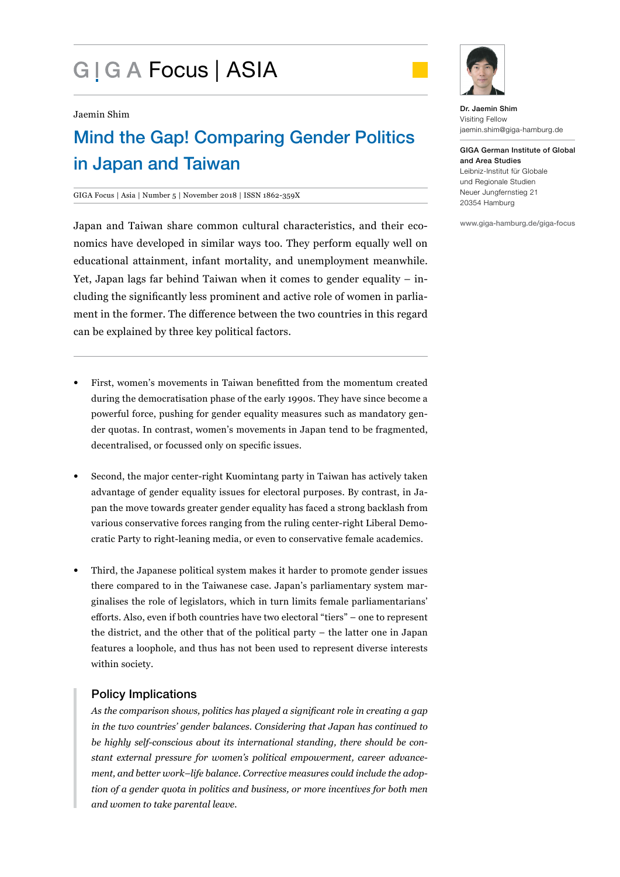# GIGA Focus | ASIA

Jaemin Shim

## Mind the Gap! Comparing Gender Politics in Japan and Taiwan

GIGA Focus | Asia | Number 5 | November 2018 | ISSN 1862-359X

Japan and Taiwan share common cultural characteristics, and their economics have developed in similar ways too. They perform equally well on educational attainment, infant mortality, and unemployment meanwhile. Yet, Japan lags far behind Taiwan when it comes to gender equality – including the significantly less prominent and active role of women in parliament in the former. The difference between the two countries in this regard can be explained by three key political factors.

- First, women's movements in Taiwan benefitted from the momentum created during the democratisation phase of the early 1990s. They have since become a powerful force, pushing for gender equality measures such as mandatory gender quotas. In contrast, women's movements in Japan tend to be fragmented, decentralised, or focussed only on specific issues.

- Second, the major center-right Kuomintang party in Taiwan has actively taken advantage of gender equality issues for electoral purposes. By contrast, in Japan the move towards greater gender equality has faced a strong backlash from various conservative forces ranging from the ruling center-right Liberal Democratic Party to right-leaning media, or even to conservative female academics.

- Third, the Japanese political system makes it harder to promote gender issues there compared to in the Taiwanese case. Japan's parliamentary system marginalises the role of legislators, which in turn limits female parliamentarians' efforts. Also, even if both countries have two electoral "tiers" – one to represent the district, and the other that of the political party – the latter one in Japan features a loophole, and thus has not been used to represent diverse interests within society.

### Policy Implications

*As the comparison shows, politics has played a significant role in creating a gap in the two countries' gender balances. Considering that Japan has continued to be highly self-conscious about its international standing, there should be constant external pressure for women's political empowerment, career advancement, and better work–life balance. Corrective measures could include the adoption of a gender quota in politics and business, or more incentives for both men and women to take parental leave.*

**Dr. Jaemin Shim**
Visiting Fellow
jaemin.shim@giga-hamburg.de

**GIGA German Institute of Global and Area Studies**
Leibniz-Institut für Globale und Regionale Studien
Neuer Jungfernstieg 21
20354 Hamburg

www.giga-hamburg.de/giga-focus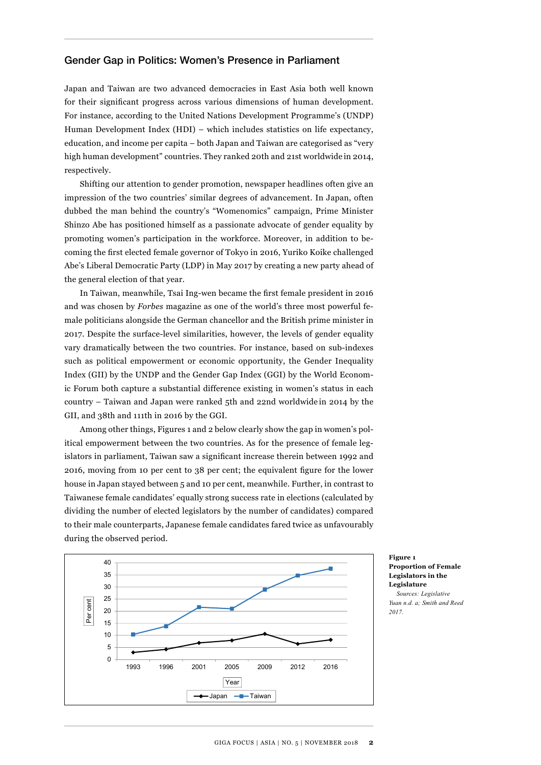## Gender Gap in Politics: Women's Presence in Parliament

Japan and Taiwan are two advanced democracies in East Asia both well known for their significant progress across various dimensions of human development. For instance, according to the United Nations Development Programme's (UNDP) Human Development Index (HDI) – which includes statistics on life expectancy, education, and income per capita – both Japan and Taiwan are categorised as "very high human development" countries. They ranked 20th and 21st worldwide in 2014, respectively.

Shifting our attention to gender promotion, newspaper headlines often give an impression of the two countries' similar degrees of advancement. In Japan, often dubbed the man behind the country's "Womenomics" campaign, Prime Minister Shinzo Abe has positioned himself as a passionate advocate of gender equality by promoting women's participation in the workforce. Moreover, in addition to becoming the first elected female governor of Tokyo in 2016, Yuriko Koike challenged Abe's Liberal Democratic Party (LDP) in May 2017 by creating a new party ahead of the general election of that year.

In Taiwan, meanwhile, Tsai Ing-wen became the first female president in 2016 and was chosen by *Forbes* magazine as one of the world's three most powerful female politicians alongside the German chancellor and the British prime minister in 2017. Despite the surface-level similarities, however, the levels of gender equality vary dramatically between the two countries. For instance, based on sub-indexes such as political empowerment or economic opportunity, the Gender Inequality Index (GII) by the UNDP and the Gender Gap Index (GGI) by the World Economic Forum both capture a substantial difference existing in women's status in each country – Taiwan and Japan were ranked 5th and 22nd worldwide in 2014 by the GII, and 38th and 111th in 2016 by the GGI.

Among other things, Figures 1 and 2 below clearly show the gap in women's political empowerment between the two countries. As for the presence of female legislators in parliament, Taiwan saw a significant increase therein between 1992 and 2016, moving from 10 per cent to 38 per cent; the equivalent figure for the lower house in Japan stayed between 5 and 10 per cent, meanwhile. Further, in contrast to Taiwanese female candidates' equally strong success rate in elections (calculated by dividing the number of elected legislators by the number of candidates) compared to their male counterparts, Japanese female candidates fared twice as unfavourably during the observed period.

**Figure 1**
**Proportion of Female Legislators in the Legislature**

*Sources: Legislative Yuan n.d. a; Smith and Reed 2017.*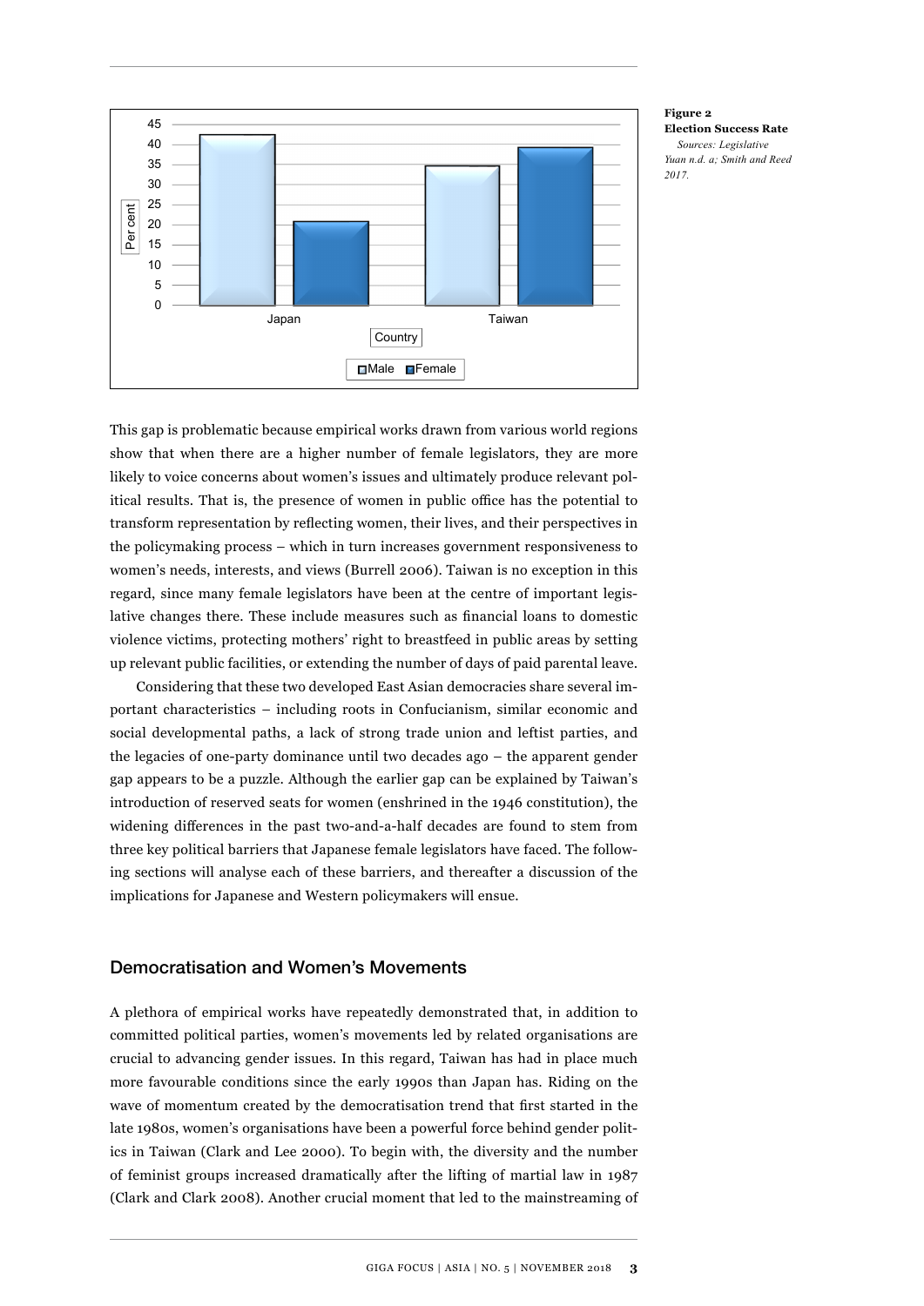**Figure 2**
**Election Success Rate**
*Sources: Legislative Yuan n.d. a; Smith and Reed 2017.*

This gap is problematic because empirical works drawn from various world regions show that when there are a higher number of female legislators, they are more likely to voice concerns about women's issues and ultimately produce relevant political results. That is, the presence of women in public office has the potential to transform representation by reflecting women, their lives, and their perspectives in the policymaking process – which in turn increases government responsiveness to women's needs, interests, and views (Burrell 2006). Taiwan is no exception in this regard, since many female legislators have been at the centre of important legislative changes there. These include measures such as financial loans to domestic violence victims, protecting mothers' right to breastfeed in public areas by setting up relevant public facilities, or extending the number of days of paid parental leave.

Considering that these two developed East Asian democracies share several important characteristics – including roots in Confucianism, similar economic and social developmental paths, a lack of strong trade union and leftist parties, and the legacies of one-party dominance until two decades ago – the apparent gender gap appears to be a puzzle. Although the earlier gap can be explained by Taiwan's introduction of reserved seats for women (enshrined in the 1946 constitution), the widening differences in the past two-and-a-half decades are found to stem from three key political barriers that Japanese female legislators have faced. The following sections will analyse each of these barriers, and thereafter a discussion of the implications for Japanese and Western policymakers will ensue.

## Democratisation and Women's Movements

A plethora of empirical works have repeatedly demonstrated that, in addition to committed political parties, women's movements led by related organisations are crucial to advancing gender issues. In this regard, Taiwan has had in place much more favourable conditions since the early 1990s than Japan has. Riding on the wave of momentum created by the democratisation trend that first started in the late 1980s, women's organisations have been a powerful force behind gender politics in Taiwan (Clark and Lee 2000). To begin with, the diversity and the number of feminist groups increased dramatically after the lifting of martial law in 1987 (Clark and Clark 2008). Another crucial moment that led to the mainstreaming of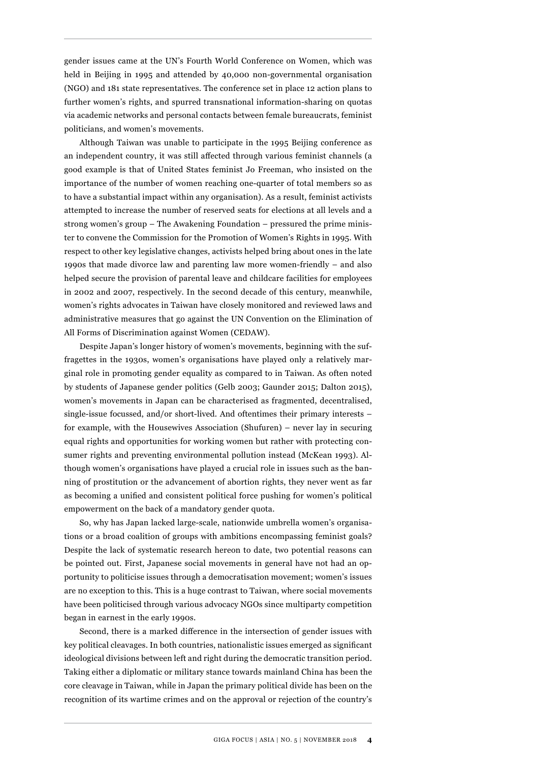gender issues came at the UN's Fourth World Conference on Women, which was held in Beijing in 1995 and attended by 40,000 non-governmental organisation (NGO) and 181 state representatives. The conference set in place 12 action plans to further women's rights, and spurred transnational information-sharing on quotas via academic networks and personal contacts between female bureaucrats, feminist politicians, and women's movements.

Although Taiwan was unable to participate in the 1995 Beijing conference as an independent country, it was still affected through various feminist channels (a good example is that of United States feminist Jo Freeman, who insisted on the importance of the number of women reaching one-quarter of total members so as to have a substantial impact within any organisation). As a result, feminist activists attempted to increase the number of reserved seats for elections at all levels and a strong women's group – The Awakening Foundation – pressured the prime minister to convene the Commission for the Promotion of Women's Rights in 1995. With respect to other key legislative changes, activists helped bring about ones in the late 1990s that made divorce law and parenting law more women-friendly – and also helped secure the provision of parental leave and childcare facilities for employees in 2002 and 2007, respectively. In the second decade of this century, meanwhile, women's rights advocates in Taiwan have closely monitored and reviewed laws and administrative measures that go against the UN Convention on the Elimination of All Forms of Discrimination against Women (CEDAW).

Despite Japan's longer history of women's movements, beginning with the suffragettes in the 1930s, women's organisations have played only a relatively marginal role in promoting gender equality as compared to in Taiwan. As often noted by students of Japanese gender politics (Gelb 2003; Gaunder 2015; Dalton 2015), women's movements in Japan can be characterised as fragmented, decentralised, single-issue focussed, and/or short-lived. And oftentimes their primary interests – for example, with the Housewives Association (Shufuren) – never lay in securing equal rights and opportunities for working women but rather with protecting consumer rights and preventing environmental pollution instead (McKean 1993). Although women's organisations have played a crucial role in issues such as the banning of prostitution or the advancement of abortion rights, they never went as far as becoming a unified and consistent political force pushing for women's political empowerment on the back of a mandatory gender quota.

So, why has Japan lacked large-scale, nationwide umbrella women's organisations or a broad coalition of groups with ambitions encompassing feminist goals? Despite the lack of systematic research hereon to date, two potential reasons can be pointed out. First, Japanese social movements in general have not had an opportunity to politicise issues through a democratisation movement; women's issues are no exception to this. This is a huge contrast to Taiwan, where social movements have been politicised through various advocacy NGOs since multiparty competition began in earnest in the early 1990s.

Second, there is a marked difference in the intersection of gender issues with key political cleavages. In both countries, nationalistic issues emerged as significant ideological divisions between left and right during the democratic transition period. Taking either a diplomatic or military stance towards mainland China has been the core cleavage in Taiwan, while in Japan the primary political divide has been on the recognition of its wartime crimes and on the approval or rejection of the country's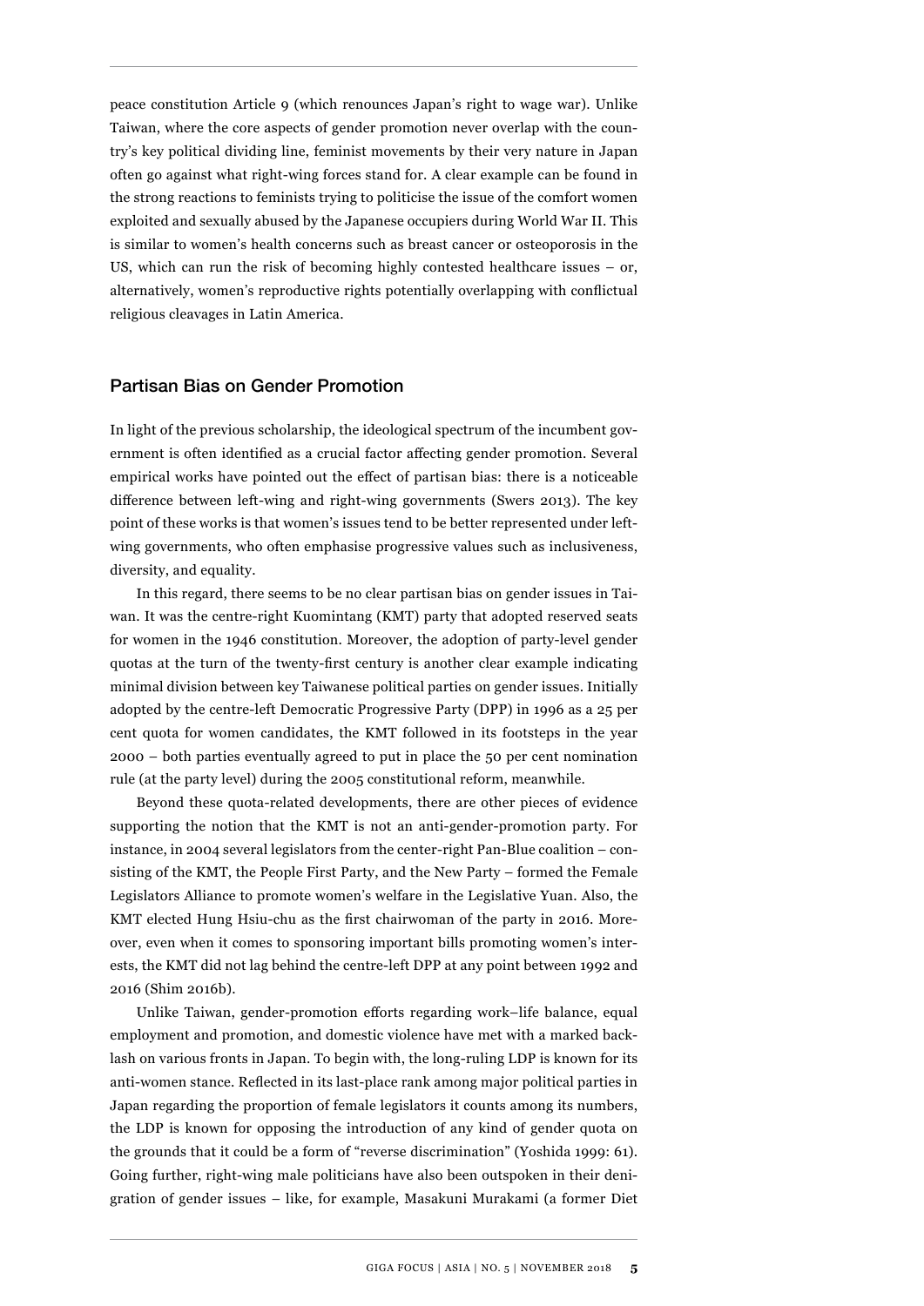peace constitution Article 9 (which renounces Japan's right to wage war). Unlike Taiwan, where the core aspects of gender promotion never overlap with the country's key political dividing line, feminist movements by their very nature in Japan often go against what right-wing forces stand for. A clear example can be found in the strong reactions to feminists trying to politicise the issue of the comfort women exploited and sexually abused by the Japanese occupiers during World War II. This is similar to women's health concerns such as breast cancer or osteoporosis in the US, which can run the risk of becoming highly contested healthcare issues – or, alternatively, women's reproductive rights potentially overlapping with conflictual religious cleavages in Latin America.

## Partisan Bias on Gender Promotion

In light of the previous scholarship, the ideological spectrum of the incumbent government is often identified as a crucial factor affecting gender promotion. Several empirical works have pointed out the effect of partisan bias: there is a noticeable difference between left-wing and right-wing governments (Swers 2013). The key point of these works is that women's issues tend to be better represented under left-wing governments, who often emphasise progressive values such as inclusiveness, diversity, and equality.

In this regard, there seems to be no clear partisan bias on gender issues in Taiwan. It was the centre-right Kuomintang (KMT) party that adopted reserved seats for women in the 1946 constitution. Moreover, the adoption of party-level gender quotas at the turn of the twenty-first century is another clear example indicating minimal division between key Taiwanese political parties on gender issues. Initially adopted by the centre-left Democratic Progressive Party (DPP) in 1996 as a 25 per cent quota for women candidates, the KMT followed in its footsteps in the year 2000 – both parties eventually agreed to put in place the 50 per cent nomination rule (at the party level) during the 2005 constitutional reform, meanwhile.

Beyond these quota-related developments, there are other pieces of evidence supporting the notion that the KMT is not an anti-gender-promotion party. For instance, in 2004 several legislators from the center-right Pan-Blue coalition – consisting of the KMT, the People First Party, and the New Party – formed the Female Legislators Alliance to promote women's welfare in the Legislative Yuan. Also, the KMT elected Hung Hsiu-chu as the first chairwoman of the party in 2016. Moreover, even when it comes to sponsoring important bills promoting women's interests, the KMT did not lag behind the centre-left DPP at any point between 1992 and 2016 (Shim 2016b).

Unlike Taiwan, gender-promotion efforts regarding work–life balance, equal employment and promotion, and domestic violence have met with a marked backlash on various fronts in Japan. To begin with, the long-ruling LDP is known for its anti-women stance. Reflected in its last-place rank among major political parties in Japan regarding the proportion of female legislators it counts among its numbers, the LDP is known for opposing the introduction of any kind of gender quota on the grounds that it could be a form of "reverse discrimination" (Yoshida 1999: 61). Going further, right-wing male politicians have also been outspoken in their denigration of gender issues – like, for example, Masakuni Murakami (a former Diet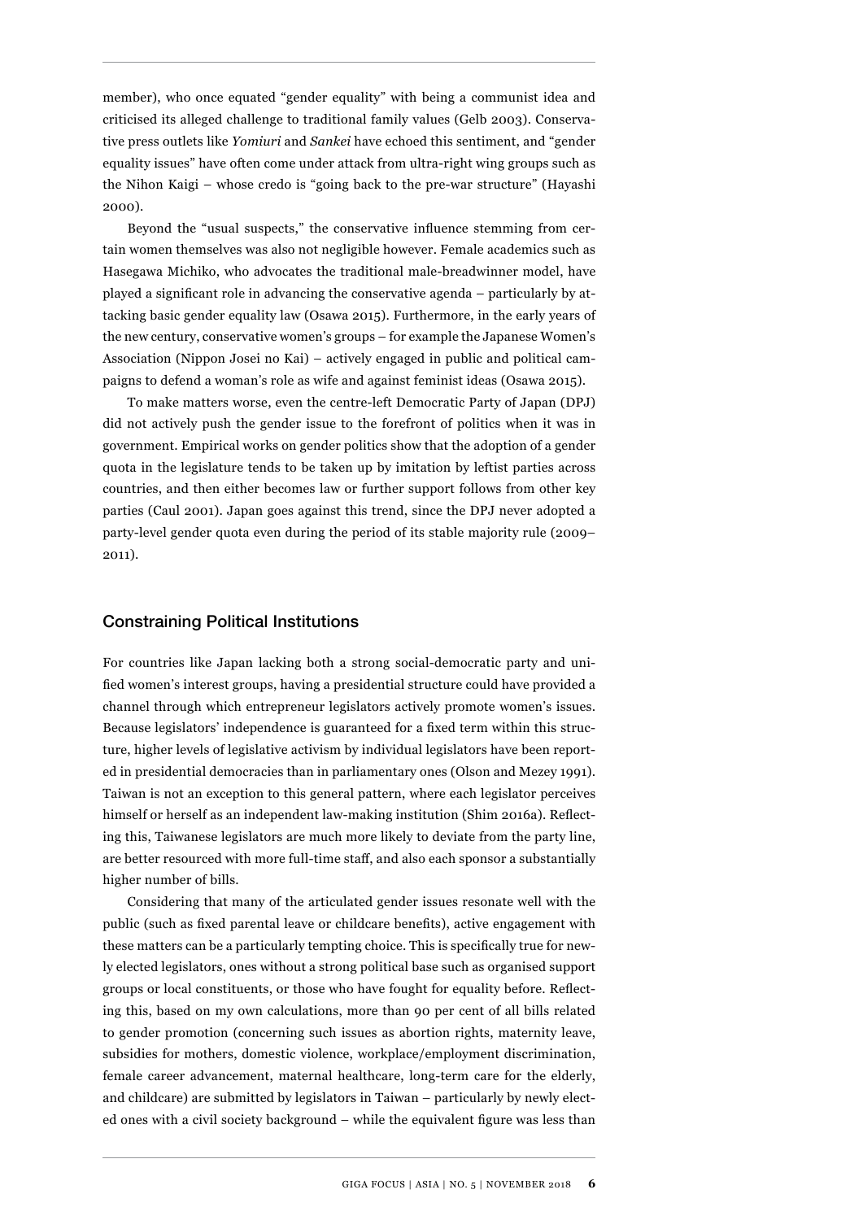member), who once equated "gender equality" with being a communist idea and criticised its alleged challenge to traditional family values (Gelb 2003). Conservative press outlets like *Yomiuri* and *Sankei* have echoed this sentiment, and "gender equality issues" have often come under attack from ultra-right wing groups such as the Nihon Kaigi – whose credo is "going back to the pre-war structure" (Hayashi 2000).

Beyond the "usual suspects," the conservative influence stemming from certain women themselves was also not negligible however. Female academics such as Hasegawa Michiko, who advocates the traditional male-breadwinner model, have played a significant role in advancing the conservative agenda – particularly by attacking basic gender equality law (Osawa 2015). Furthermore, in the early years of the new century, conservative women's groups – for example the Japanese Women's Association (Nippon Josei no Kai) – actively engaged in public and political campaigns to defend a woman's role as wife and against feminist ideas (Osawa 2015).

To make matters worse, even the centre-left Democratic Party of Japan (DPJ) did not actively push the gender issue to the forefront of politics when it was in government. Empirical works on gender politics show that the adoption of a gender quota in the legislature tends to be taken up by imitation by leftist parties across countries, and then either becomes law or further support follows from other key parties (Caul 2001). Japan goes against this trend, since the DPJ never adopted a party-level gender quota even during the period of its stable majority rule (2009–2011).

## Constraining Political Institutions

For countries like Japan lacking both a strong social-democratic party and unified women's interest groups, having a presidential structure could have provided a channel through which entrepreneur legislators actively promote women's issues. Because legislators' independence is guaranteed for a fixed term within this structure, higher levels of legislative activism by individual legislators have been reported in presidential democracies than in parliamentary ones (Olson and Mezey 1991). Taiwan is not an exception to this general pattern, where each legislator perceives himself or herself as an independent law-making institution (Shim 2016a). Reflecting this, Taiwanese legislators are much more likely to deviate from the party line, are better resourced with more full-time staff, and also each sponsor a substantially higher number of bills.

Considering that many of the articulated gender issues resonate well with the public (such as fixed parental leave or childcare benefits), active engagement with these matters can be a particularly tempting choice. This is specifically true for newly elected legislators, ones without a strong political base such as organised support groups or local constituents, or those who have fought for equality before. Reflecting this, based on my own calculations, more than 90 per cent of all bills related to gender promotion (concerning such issues as abortion rights, maternity leave, subsidies for mothers, domestic violence, workplace/employment discrimination, female career advancement, maternal healthcare, long-term care for the elderly, and childcare) are submitted by legislators in Taiwan – particularly by newly elected ones with a civil society background – while the equivalent figure was less than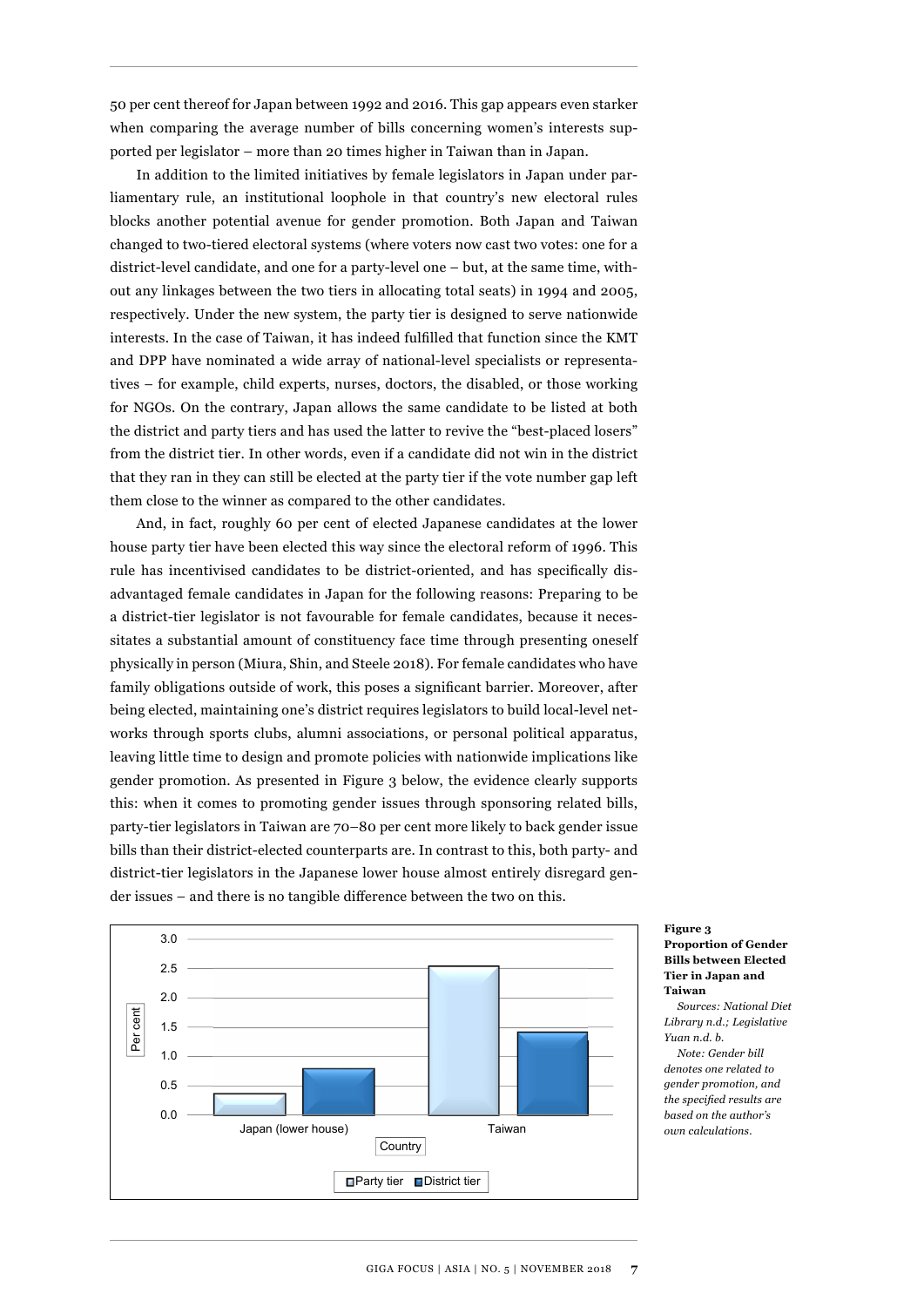50 per cent thereof for Japan between 1992 and 2016. This gap appears even starker when comparing the average number of bills concerning women's interests supported per legislator – more than 20 times higher in Taiwan than in Japan.

In addition to the limited initiatives by female legislators in Japan under parliamentary rule, an institutional loophole in that country's new electoral rules blocks another potential avenue for gender promotion. Both Japan and Taiwan changed to two-tiered electoral systems (where voters now cast two votes: one for a district-level candidate, and one for a party-level one – but, at the same time, without any linkages between the two tiers in allocating total seats) in 1994 and 2005, respectively. Under the new system, the party tier is designed to serve nationwide interests. In the case of Taiwan, it has indeed fulfilled that function since the KMT and DPP have nominated a wide array of national-level specialists or representatives – for example, child experts, nurses, doctors, the disabled, or those working for NGOs. On the contrary, Japan allows the same candidate to be listed at both the district and party tiers and has used the latter to revive the "best-placed losers" from the district tier. In other words, even if a candidate did not win in the district that they ran in they can still be elected at the party tier if the vote number gap left them close to the winner as compared to the other candidates.

And, in fact, roughly 60 per cent of elected Japanese candidates at the lower house party tier have been elected this way since the electoral reform of 1996. This rule has incentivised candidates to be district-oriented, and has specifically disadvantaged female candidates in Japan for the following reasons: Preparing to be a district-tier legislator is not favourable for female candidates, because it necessitates a substantial amount of constituency face time through presenting oneself physically in person (Miura, Shin, and Steele 2018). For female candidates who have family obligations outside of work, this poses a significant barrier. Moreover, after being elected, maintaining one's district requires legislators to build local-level networks through sports clubs, alumni associations, or personal political apparatus, leaving little time to design and promote policies with nationwide implications like gender promotion. As presented in Figure 3 below, the evidence clearly supports this: when it comes to promoting gender issues through sponsoring related bills, party-tier legislators in Taiwan are 70–80 per cent more likely to back gender issue bills than their district-elected counterparts are. In contrast to this, both party- and district-tier legislators in the Japanese lower house almost entirely disregard gender issues – and there is no tangible difference between the two on this.

| Country | Party tier (Per cent) | District tier (Per cent) |
|---|---|---|
| Japan (lower house) | ~0.4 | ~0.8 |
| Taiwan | ~2.5 | ~1.4 |

**Figure 3**
**Proportion of Gender Bills between Elected Tier in Japan and Taiwan**

*Sources: National Diet Library n.d.; Legislative Yuan n.d. b.*

*Note: Gender bill denotes one related to gender promotion, and the specified results are based on the author's own calculations.*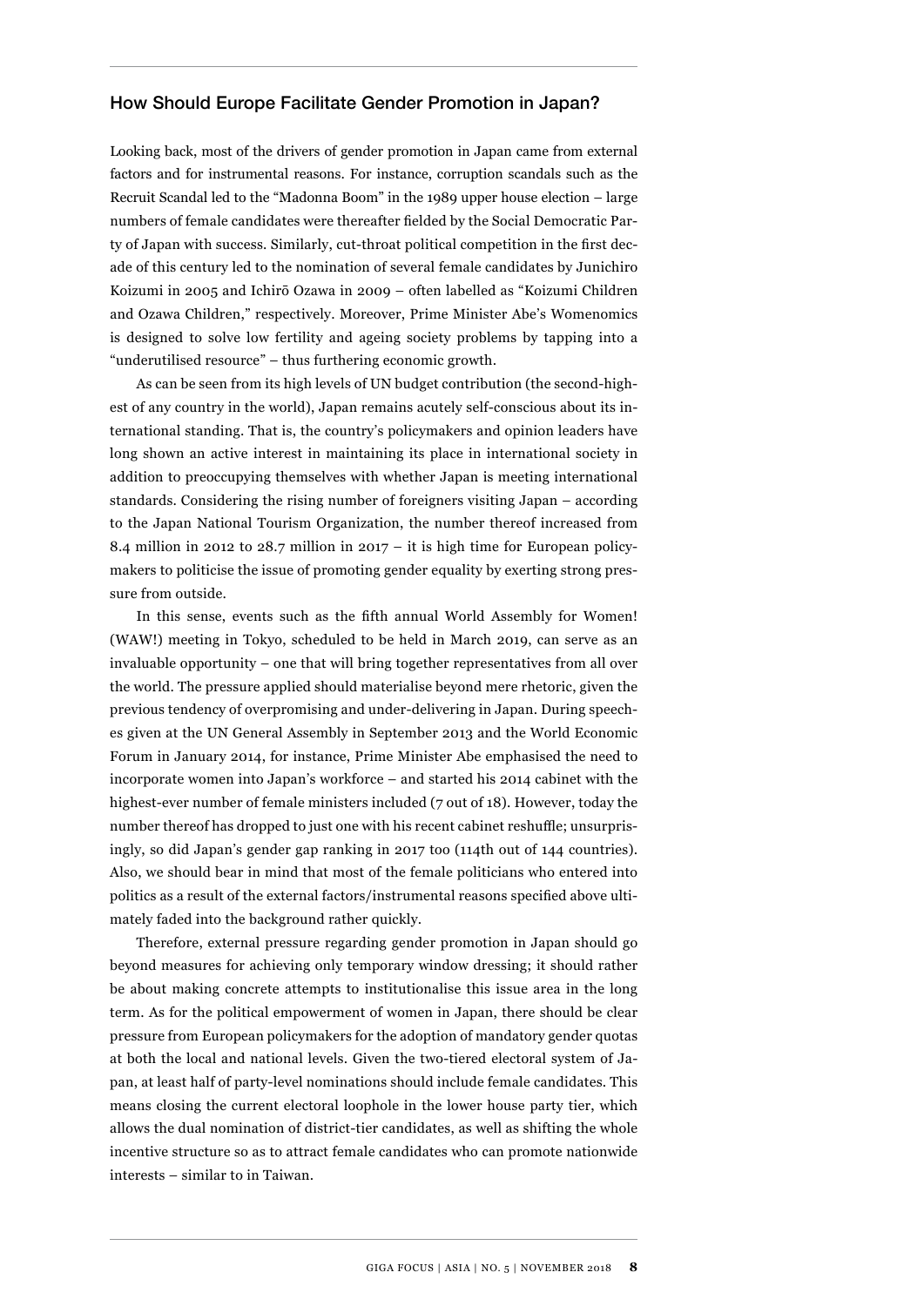## How Should Europe Facilitate Gender Promotion in Japan?

Looking back, most of the drivers of gender promotion in Japan came from external factors and for instrumental reasons. For instance, corruption scandals such as the Recruit Scandal led to the "Madonna Boom" in the 1989 upper house election – large numbers of female candidates were thereafter fielded by the Social Democratic Party of Japan with success. Similarly, cut-throat political competition in the first decade of this century led to the nomination of several female candidates by Junichiro Koizumi in 2005 and Ichirō Ozawa in 2009 – often labelled as "Koizumi Children and Ozawa Children," respectively. Moreover, Prime Minister Abe's Womenomics is designed to solve low fertility and ageing society problems by tapping into a "underutilised resource" – thus furthering economic growth.

As can be seen from its high levels of UN budget contribution (the second-highest of any country in the world), Japan remains acutely self-conscious about its international standing. That is, the country's policymakers and opinion leaders have long shown an active interest in maintaining its place in international society in addition to preoccupying themselves with whether Japan is meeting international standards. Considering the rising number of foreigners visiting Japan – according to the Japan National Tourism Organization, the number thereof increased from 8.4 million in 2012 to 28.7 million in 2017 – it is high time for European policymakers to politicise the issue of promoting gender equality by exerting strong pressure from outside.

In this sense, events such as the fifth annual World Assembly for Women! (WAW!) meeting in Tokyo, scheduled to be held in March 2019, can serve as an invaluable opportunity – one that will bring together representatives from all over the world. The pressure applied should materialise beyond mere rhetoric, given the previous tendency of overpromising and under-delivering in Japan. During speeches given at the UN General Assembly in September 2013 and the World Economic Forum in January 2014, for instance, Prime Minister Abe emphasised the need to incorporate women into Japan's workforce – and started his 2014 cabinet with the highest-ever number of female ministers included (7 out of 18). However, today the number thereof has dropped to just one with his recent cabinet reshuffle; unsurprisingly, so did Japan's gender gap ranking in 2017 too (114th out of 144 countries). Also, we should bear in mind that most of the female politicians who entered into politics as a result of the external factors/instrumental reasons specified above ultimately faded into the background rather quickly.

Therefore, external pressure regarding gender promotion in Japan should go beyond measures for achieving only temporary window dressing; it should rather be about making concrete attempts to institutionalise this issue area in the long term. As for the political empowerment of women in Japan, there should be clear pressure from European policymakers for the adoption of mandatory gender quotas at both the local and national levels. Given the two-tiered electoral system of Japan, at least half of party-level nominations should include female candidates. This means closing the current electoral loophole in the lower house party tier, which allows the dual nomination of district-tier candidates, as well as shifting the whole incentive structure so as to attract female candidates who can promote nationwide interests – similar to in Taiwan.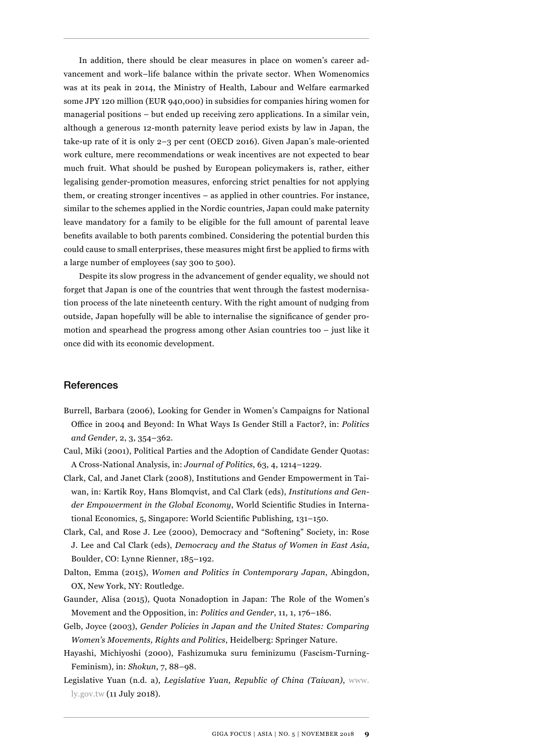In addition, there should be clear measures in place on women's career advancement and work–life balance within the private sector. When Womenomics was at its peak in 2014, the Ministry of Health, Labour and Welfare earmarked some JPY 120 million (EUR 940,000) in subsidies for companies hiring women for managerial positions – but ended up receiving zero applications. In a similar vein, although a generous 12-month paternity leave period exists by law in Japan, the take-up rate of it is only 2–3 per cent (OECD 2016). Given Japan's male-oriented work culture, mere recommendations or weak incentives are not expected to bear much fruit. What should be pushed by European policymakers is, rather, either legalising gender-promotion measures, enforcing strict penalties for not applying them, or creating stronger incentives – as applied in other countries. For instance, similar to the schemes applied in the Nordic countries, Japan could make paternity leave mandatory for a family to be eligible for the full amount of parental leave benefits available to both parents combined. Considering the potential burden this could cause to small enterprises, these measures might first be applied to firms with a large number of employees (say 300 to 500).

Despite its slow progress in the advancement of gender equality, we should not forget that Japan is one of the countries that went through the fastest modernisation process of the late nineteenth century. With the right amount of nudging from outside, Japan hopefully will be able to internalise the significance of gender promotion and spearhead the progress among other Asian countries too – just like it once did with its economic development.

## References

Burrell, Barbara (2006), Looking for Gender in Women's Campaigns for National Office in 2004 and Beyond: In What Ways Is Gender Still a Factor?, in: *Politics and Gender*, 2, 3, 354–362.

Caul, Miki (2001), Political Parties and the Adoption of Candidate Gender Quotas: A Cross-National Analysis, in: *Journal of Politics*, 63, 4, 1214–1229.

Clark, Cal, and Janet Clark (2008), Institutions and Gender Empowerment in Taiwan, in: Kartik Roy, Hans Blomqvist, and Cal Clark (eds), *Institutions and Gender Empowerment in the Global Economy*, World Scientific Studies in International Economics, 5, Singapore: World Scientific Publishing, 131–150.

Clark, Cal, and Rose J. Lee (2000), Democracy and "Softening" Society, in: Rose J. Lee and Cal Clark (eds), *Democracy and the Status of Women in East Asia*, Boulder, CO: Lynne Rienner, 185–192.

Dalton, Emma (2015), *Women and Politics in Contemporary Japan*, Abingdon, OX, New York, NY: Routledge.

Gaunder, Alisa (2015), Quota Nonadoption in Japan: The Role of the Women's Movement and the Opposition, in: *Politics and Gender*, 11, 1, 176–186.

Gelb, Joyce (2003), *Gender Policies in Japan and the United States: Comparing Women's Movements, Rights and Politics*, Heidelberg: Springer Nature.

Hayashi, Michiyoshi (2000), Fashizumuka suru feminizumu (Fascism-Turning-Feminism), in: *Shokun*, 7, 88–98.

Legislative Yuan (n.d. a), *Legislative Yuan, Republic of China (Taiwan)*, www.ly.gov.tw (11 July 2018).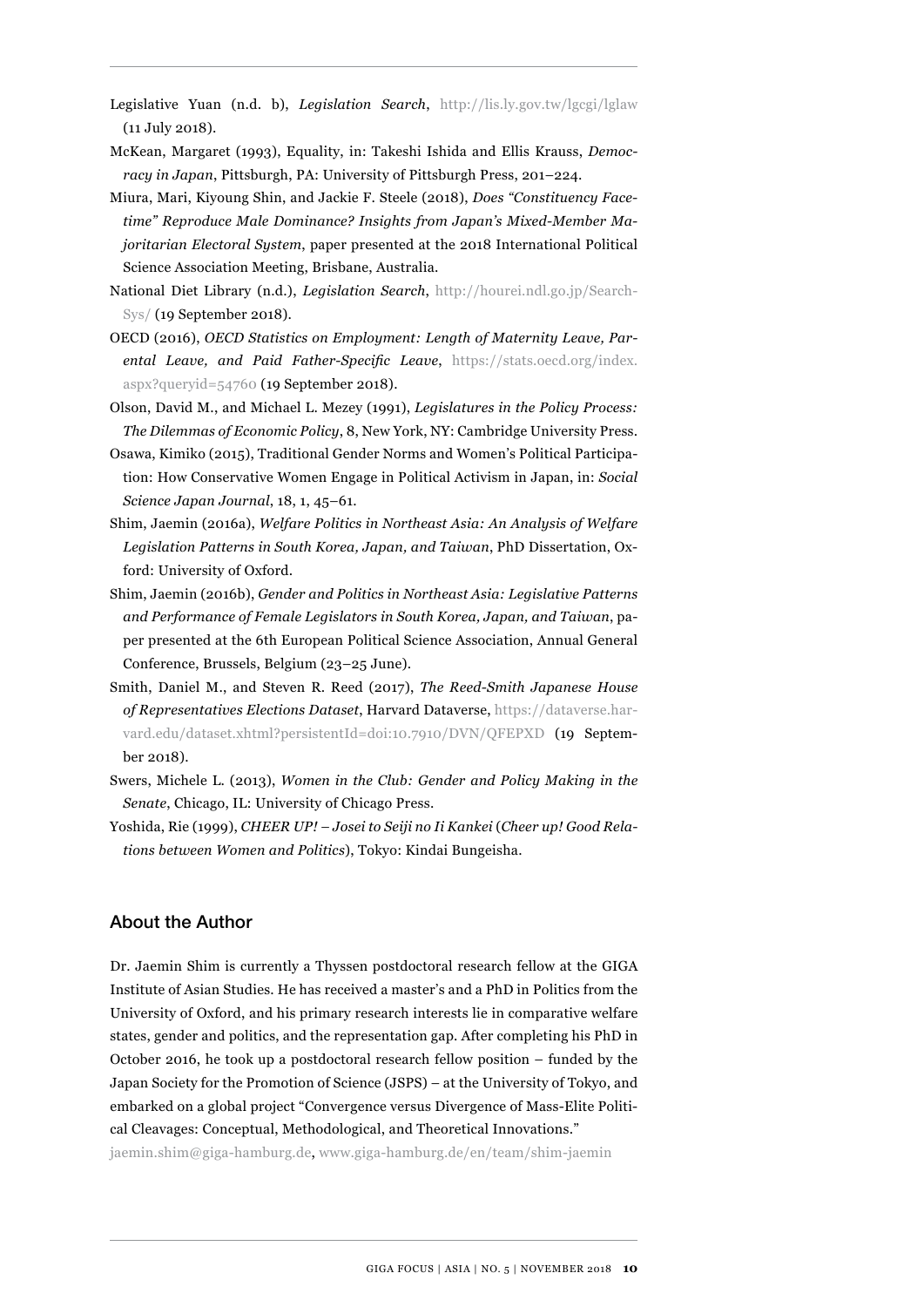Legislative Yuan (n.d. b), *Legislation Search*, http://lis.ly.gov.tw/lgcgi/lglaw (11 July 2018).

McKean, Margaret (1993), Equality, in: Takeshi Ishida and Ellis Krauss, *Democracy in Japan*, Pittsburgh, PA: University of Pittsburgh Press, 201–224.

Miura, Mari, Kiyoung Shin, and Jackie F. Steele (2018), *Does "Constituency Facetime" Reproduce Male Dominance? Insights from Japan's Mixed-Member Majoritarian Electoral System*, paper presented at the 2018 International Political Science Association Meeting, Brisbane, Australia.

National Diet Library (n.d.), *Legislation Search*, http://hourei.ndl.go.jp/SearchSys/ (19 September 2018).

OECD (2016), *OECD Statistics on Employment: Length of Maternity Leave, Parental Leave, and Paid Father-Specific Leave*, https://stats.oecd.org/index.aspx?queryid=54760 (19 September 2018).

Olson, David M., and Michael L. Mezey (1991), *Legislatures in the Policy Process: The Dilemmas of Economic Policy*, 8, New York, NY: Cambridge University Press.

Osawa, Kimiko (2015), Traditional Gender Norms and Women's Political Participation: How Conservative Women Engage in Political Activism in Japan, in: *Social Science Japan Journal*, 18, 1, 45–61.

Shim, Jaemin (2016a), *Welfare Politics in Northeast Asia: An Analysis of Welfare Legislation Patterns in South Korea, Japan, and Taiwan*, PhD Dissertation, Oxford: University of Oxford.

Shim, Jaemin (2016b), *Gender and Politics in Northeast Asia: Legislative Patterns and Performance of Female Legislators in South Korea, Japan, and Taiwan*, paper presented at the 6th European Political Science Association, Annual General Conference, Brussels, Belgium (23–25 June).

Smith, Daniel M., and Steven R. Reed (2017), *The Reed-Smith Japanese House of Representatives Elections Dataset*, Harvard Dataverse, https://dataverse.harvard.edu/dataset.xhtml?persistentId=doi:10.7910/DVN/QFEPXD (19 September 2018).

Swers, Michele L. (2013), *Women in the Club: Gender and Policy Making in the Senate*, Chicago, IL: University of Chicago Press.

Yoshida, Rie (1999), *CHEER UP! – Josei to Seiji no Ii Kankei* (*Cheer up! Good Relations between Women and Politics*), Tokyo: Kindai Bungeisha.

## About the Author

Dr. Jaemin Shim is currently a Thyssen postdoctoral research fellow at the GIGA Institute of Asian Studies. He has received a master's and a PhD in Politics from the University of Oxford, and his primary research interests lie in comparative welfare states, gender and politics, and the representation gap. After completing his PhD in October 2016, he took up a postdoctoral research fellow position – funded by the Japan Society for the Promotion of Science (JSPS) – at the University of Tokyo, and embarked on a global project "Convergence versus Divergence of Mass-Elite Political Cleavages: Conceptual, Methodological, and Theoretical Innovations."

jaemin.shim@giga-hamburg.de, www.giga-hamburg.de/en/team/shim-jaemin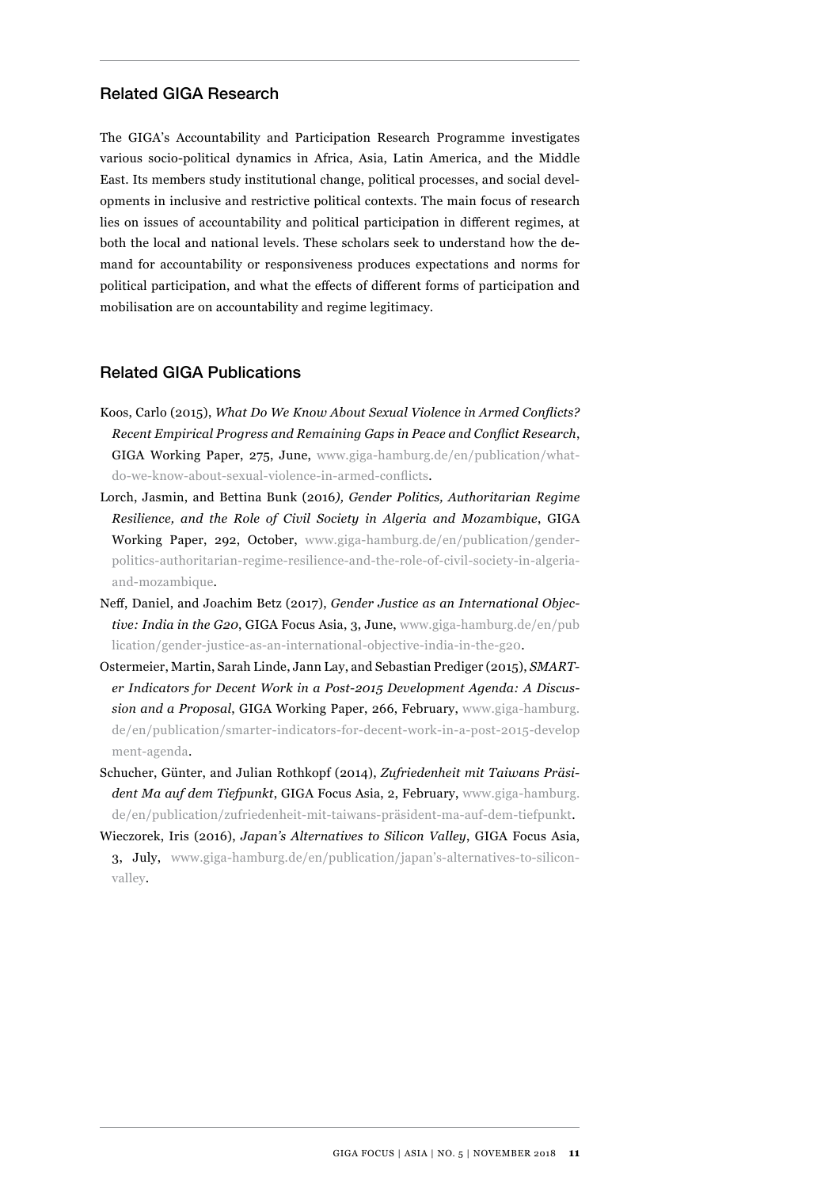## Related GIGA Research

The GIGA's Accountability and Participation Research Programme investigates various socio-political dynamics in Africa, Asia, Latin America, and the Middle East. Its members study institutional change, political processes, and social developments in inclusive and restrictive political contexts. The main focus of research lies on issues of accountability and political participation in different regimes, at both the local and national levels. These scholars seek to understand how the demand for accountability or responsiveness produces expectations and norms for political participation, and what the effects of different forms of participation and mobilisation are on accountability and regime legitimacy.

## Related GIGA Publications

Koos, Carlo (2015), *What Do We Know About Sexual Violence in Armed Conflicts? Recent Empirical Progress and Remaining Gaps in Peace and Conflict Research*, GIGA Working Paper, 275, June, www.giga-hamburg.de/en/publication/what-do-we-know-about-sexual-violence-in-armed-conflicts.

Lorch, Jasmin, and Bettina Bunk (2016*), Gender Politics, Authoritarian Regime Resilience, and the Role of Civil Society in Algeria and Mozambique*, GIGA Working Paper, 292, October, www.giga-hamburg.de/en/publication/gender-politics-authoritarian-regime-resilience-and-the-role-of-civil-society-in-algeria-and-mozambique.

Neff, Daniel, and Joachim Betz (2017), *Gender Justice as an International Objective: India in the G20*, GIGA Focus Asia, 3, June, www.giga-hamburg.de/en/publication/gender-justice-as-an-international-objective-india-in-the-g20.

Ostermeier, Martin, Sarah Linde, Jann Lay, and Sebastian Prediger (2015), *SMARTer Indicators for Decent Work in a Post-2015 Development Agenda: A Discussion and a Proposal*, GIGA Working Paper, 266, February, www.giga-hamburg.de/en/publication/smarter-indicators-for-decent-work-in-a-post-2015-development-agenda.

Schucher, Günter, and Julian Rothkopf (2014), *Zufriedenheit mit Taiwans Präsident Ma auf dem Tiefpunkt*, GIGA Focus Asia, 2, February, www.giga-hamburg.de/en/publication/zufriedenheit-mit-taiwans-präsident-ma-auf-dem-tiefpunkt.

Wieczorek, Iris (2016), *Japan's Alternatives to Silicon Valley*, GIGA Focus Asia, 3, July, www.giga-hamburg.de/en/publication/japan's-alternatives-to-silicon-valley.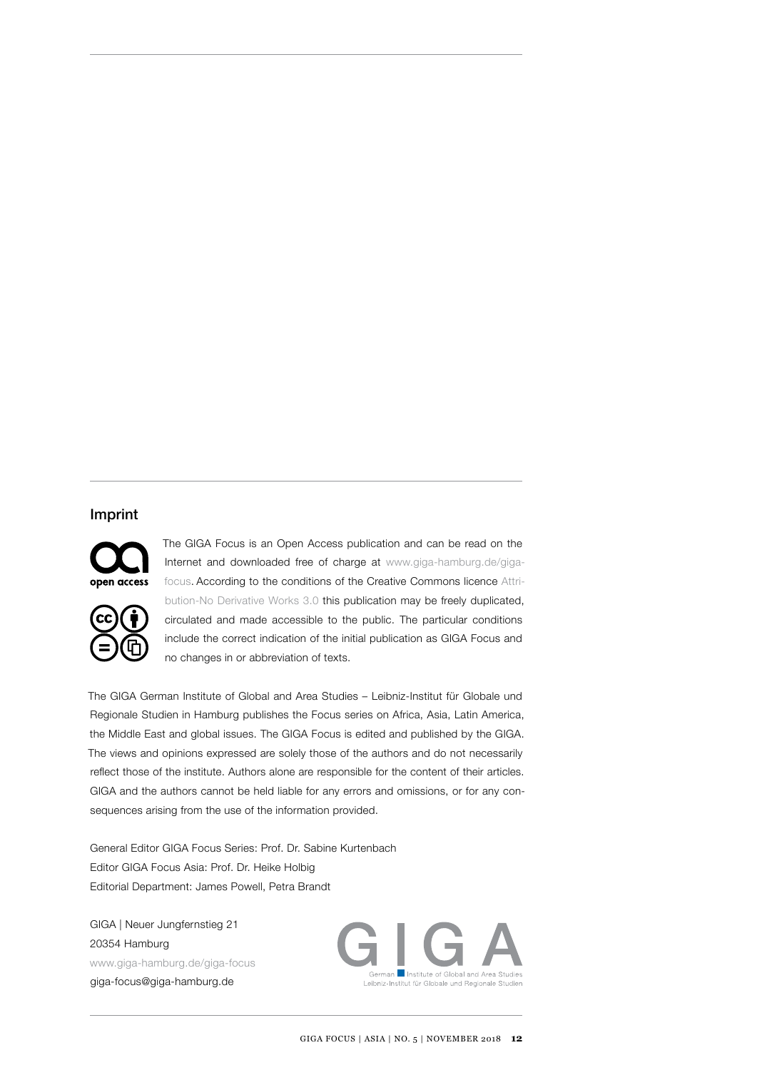## Imprint

The GIGA Focus is an Open Access publication and can be read on the Internet and downloaded free of charge at www.giga-hamburg.de/giga-focus. According to the conditions of the Creative Commons licence Attribution-No Derivative Works 3.0 this publication may be freely duplicated, circulated and made accessible to the public. The particular conditions include the correct indication of the initial publication as GIGA Focus and no changes in or abbreviation of texts.

The GIGA German Institute of Global and Area Studies – Leibniz-Institut für Globale und Regionale Studien in Hamburg publishes the Focus series on Africa, Asia, Latin America, the Middle East and global issues. The GIGA Focus is edited and published by the GIGA. The views and opinions expressed are solely those of the authors and do not necessarily reflect those of the institute. Authors alone are responsible for the content of their articles. GIGA and the authors cannot be held liable for any errors and omissions, or for any consequences arising from the use of the information provided.

General Editor GIGA Focus Series: Prof. Dr. Sabine Kurtenbach
Editor GIGA Focus Asia: Prof. Dr. Heike Holbig
Editorial Department: James Powell, Petra Brandt

GIGA | Neuer Jungfernstieg 21
20354 Hamburg
www.giga-hamburg.de/giga-focus
giga-focus@giga-hamburg.de

GIGA
German Institute of Global and Area Studies
Leibniz-Institut für Globale und Regionale Studien